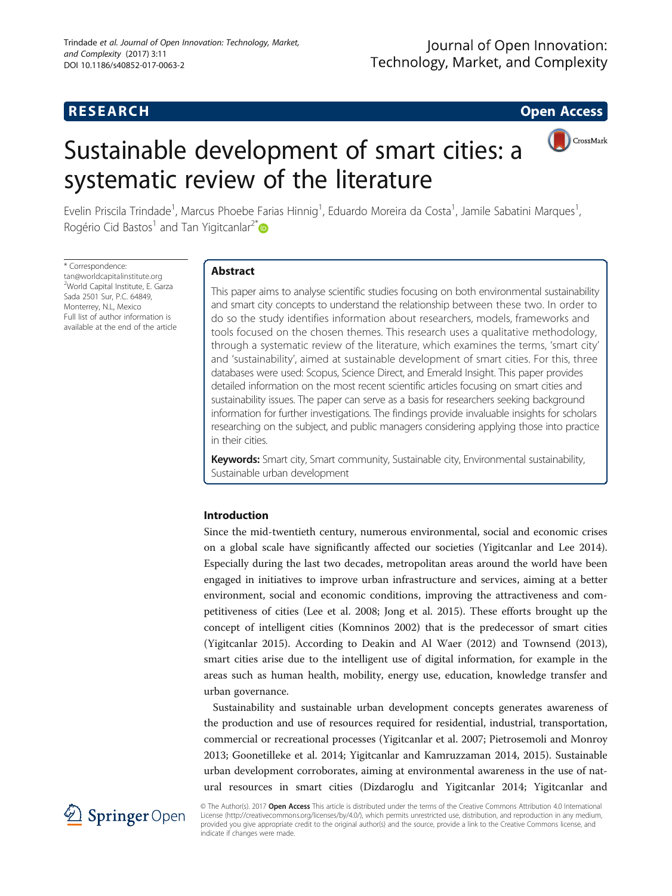RESEARCH Open Access

# Sustainable development of smart cities: a systematic review of the literature

Evelin Priscila Trindade[1], Marcus Phoebe Farias Hinnig[1], Eduardo Moreira da Costa[1], Jamile Sabatini Marques[1], Rogério Cid Bastos[1] and Tan Yigitcanlar[2*]

\* Correspondence: tan@worldcapitalinstitute.org
[2]World Capital Institute, E. Garza Sada 2501 Sur, P.C. 64849, Monterrey, N.L, Mexico
Full list of author information is available at the end of the article

## Abstract

This paper aims to analyse scientific studies focusing on both environmental sustainability and smart city concepts to understand the relationship between these two. In order to do so the study identifies information about researchers, models, frameworks and tools focused on the chosen themes. This research uses a qualitative methodology, through a systematic review of the literature, which examines the terms, 'smart city' and 'sustainability', aimed at sustainable development of smart cities. For this, three databases were used: Scopus, Science Direct, and Emerald Insight. This paper provides detailed information on the most recent scientific articles focusing on smart cities and sustainability issues. The paper can serve as a basis for researchers seeking background information for further investigations. The findings provide invaluable insights for scholars researching on the subject, and public managers considering applying those into practice in their cities.

**Keywords:** Smart city, Smart community, Sustainable city, Environmental sustainability, Sustainable urban development

## Introduction

Since the mid-twentieth century, numerous environmental, social and economic crises on a global scale have significantly affected our societies (Yigitcanlar and Lee 2014). Especially during the last two decades, metropolitan areas around the world have been engaged in initiatives to improve urban infrastructure and services, aiming at a better environment, social and economic conditions, improving the attractiveness and competitiveness of cities (Lee et al. 2008; Jong et al. 2015). These efforts brought up the concept of intelligent cities (Komninos 2002) that is the predecessor of smart cities (Yigitcanlar 2015). According to Deakin and Al Waer (2012) and Townsend (2013), smart cities arise due to the intelligent use of digital information, for example in the areas such as human health, mobility, energy use, education, knowledge transfer and urban governance.

Sustainability and sustainable urban development concepts generates awareness of the production and use of resources required for residential, industrial, transportation, commercial or recreational processes (Yigitcanlar et al. 2007; Pietrosemoli and Monroy 2013; Goonetilleke et al. 2014; Yigitcanlar and Kamruzzaman 2014, 2015). Sustainable urban development corroborates, aiming at environmental awareness in the use of natural resources in smart cities (Dizdaroglu and Yigitcanlar 2014; Yigitcanlar and

© The Author(s). 2017 **Open Access** This article is distributed under the terms of the Creative Commons Attribution 4.0 International License (http://creativecommons.org/licenses/by/4.0/), which permits unrestricted use, distribution, and reproduction in any medium, provided you give appropriate credit to the original author(s) and the source, provide a link to the Creative Commons license, and indicate if changes were made.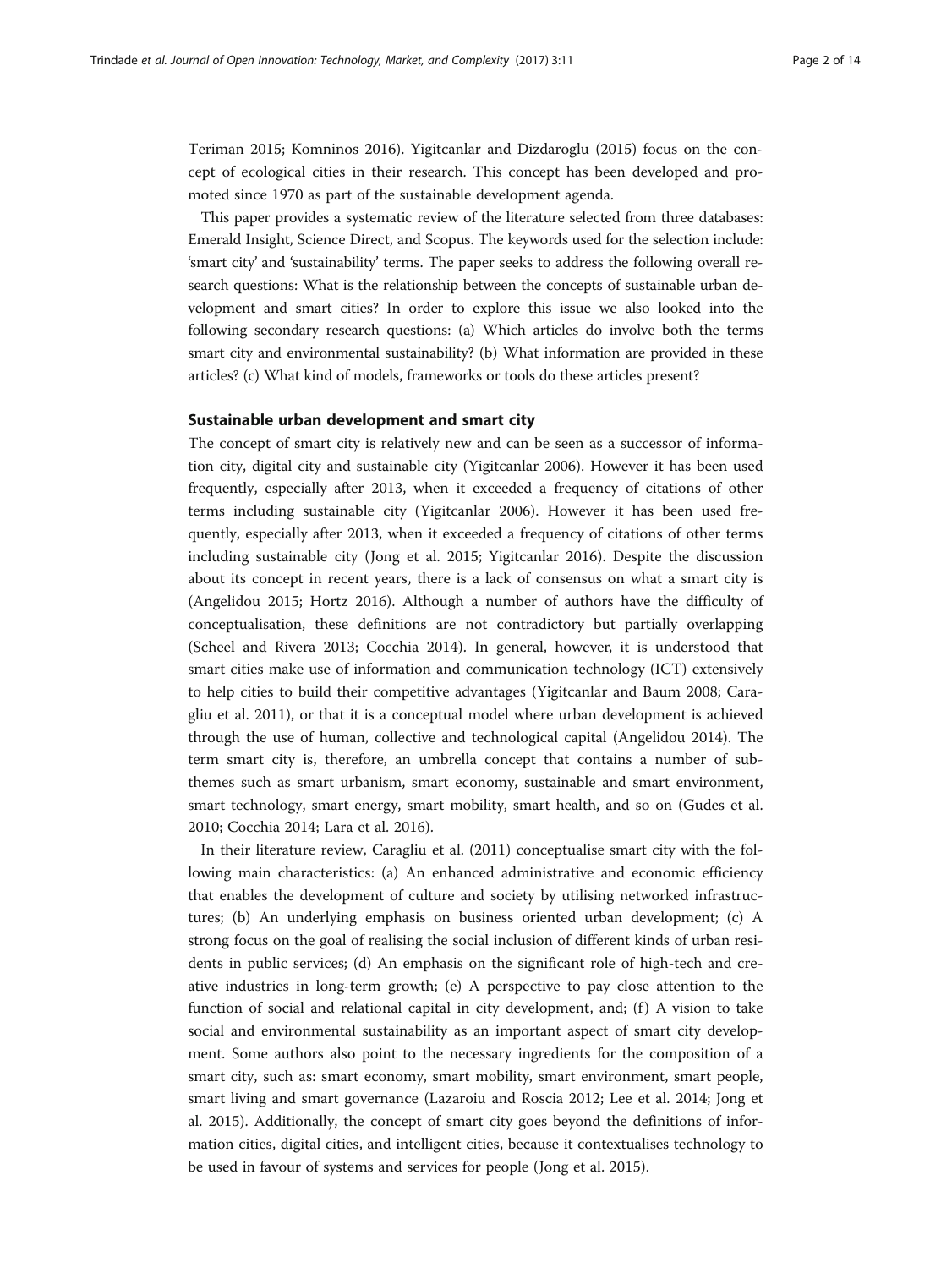Teriman 2015; Komninos 2016). Yigitcanlar and Dizdaroglu (2015) focus on the concept of ecological cities in their research. This concept has been developed and promoted since 1970 as part of the sustainable development agenda.

This paper provides a systematic review of the literature selected from three databases: Emerald Insight, Science Direct, and Scopus. The keywords used for the selection include: 'smart city' and 'sustainability' terms. The paper seeks to address the following overall research questions: What is the relationship between the concepts of sustainable urban development and smart cities? In order to explore this issue we also looked into the following secondary research questions: (a) Which articles do involve both the terms smart city and environmental sustainability? (b) What information are provided in these articles? (c) What kind of models, frameworks or tools do these articles present?

## Sustainable urban development and smart city

The concept of smart city is relatively new and can be seen as a successor of information city, digital city and sustainable city (Yigitcanlar 2006). However it has been used frequently, especially after 2013, when it exceeded a frequency of citations of other terms including sustainable city (Yigitcanlar 2006). However it has been used frequently, especially after 2013, when it exceeded a frequency of citations of other terms including sustainable city (Jong et al. 2015; Yigitcanlar 2016). Despite the discussion about its concept in recent years, there is a lack of consensus on what a smart city is (Angelidou 2015; Hortz 2016). Although a number of authors have the difficulty of conceptualisation, these definitions are not contradictory but partially overlapping (Scheel and Rivera 2013; Cocchia 2014). In general, however, it is understood that smart cities make use of information and communication technology (ICT) extensively to help cities to build their competitive advantages (Yigitcanlar and Baum 2008; Caragliu et al. 2011), or that it is a conceptual model where urban development is achieved through the use of human, collective and technological capital (Angelidou 2014). The term smart city is, therefore, an umbrella concept that contains a number of subthemes such as smart urbanism, smart economy, sustainable and smart environment, smart technology, smart energy, smart mobility, smart health, and so on (Gudes et al. 2010; Cocchia 2014; Lara et al. 2016).

In their literature review, Caragliu et al. (2011) conceptualise smart city with the following main characteristics: (a) An enhanced administrative and economic efficiency that enables the development of culture and society by utilising networked infrastructures; (b) An underlying emphasis on business oriented urban development; (c) A strong focus on the goal of realising the social inclusion of different kinds of urban residents in public services; (d) An emphasis on the significant role of high-tech and creative industries in long-term growth; (e) A perspective to pay close attention to the function of social and relational capital in city development, and; (f) A vision to take social and environmental sustainability as an important aspect of smart city development. Some authors also point to the necessary ingredients for the composition of a smart city, such as: smart economy, smart mobility, smart environment, smart people, smart living and smart governance (Lazaroiu and Roscia 2012; Lee et al. 2014; Jong et al. 2015). Additionally, the concept of smart city goes beyond the definitions of information cities, digital cities, and intelligent cities, because it contextualises technology to be used in favour of systems and services for people (Jong et al. 2015).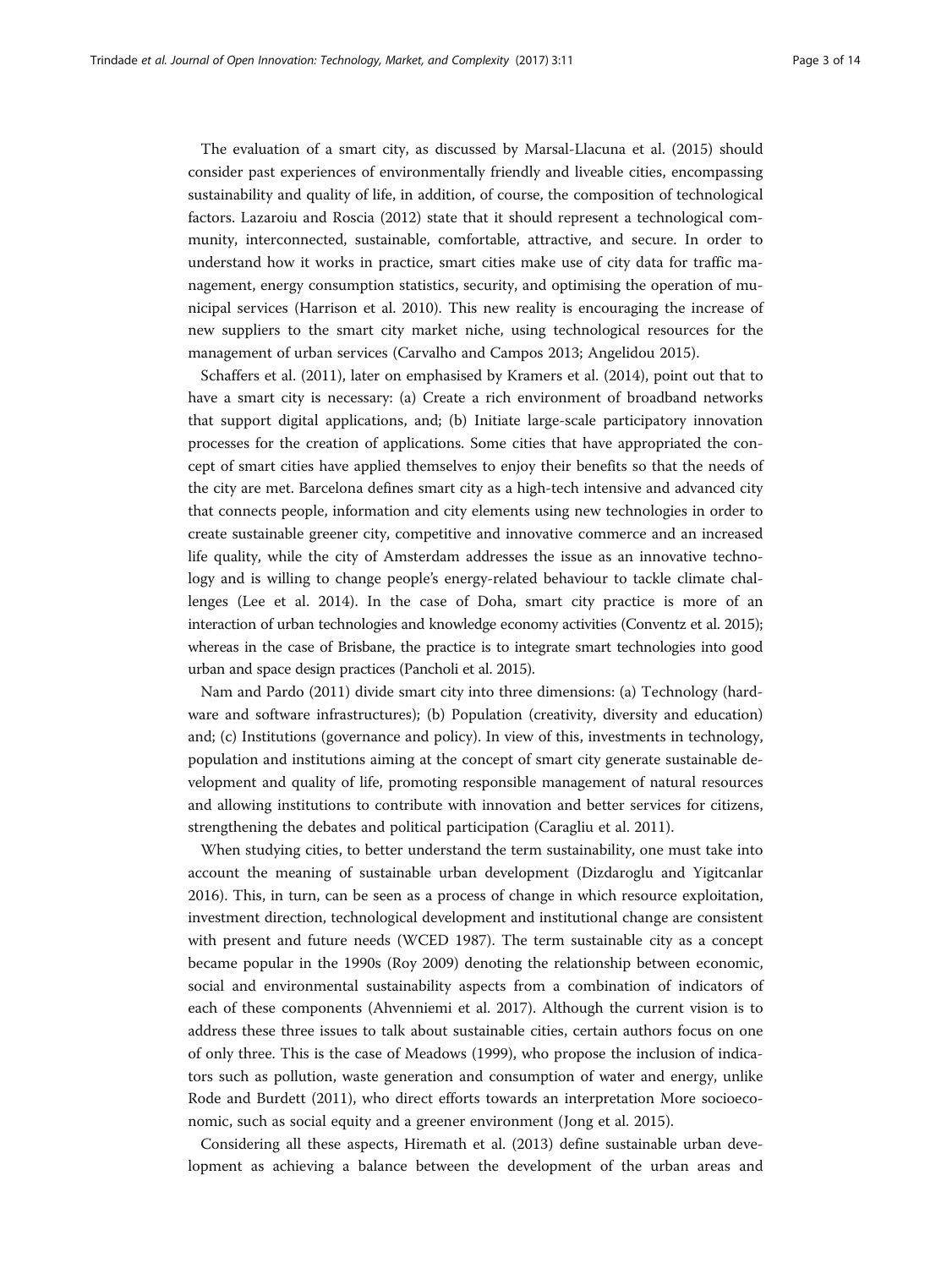The evaluation of a smart city, as discussed by Marsal-Llacuna et al. (2015) should consider past experiences of environmentally friendly and liveable cities, encompassing sustainability and quality of life, in addition, of course, the composition of technological factors. Lazaroiu and Roscia (2012) state that it should represent a technological community, interconnected, sustainable, comfortable, attractive, and secure. In order to understand how it works in practice, smart cities make use of city data for traffic management, energy consumption statistics, security, and optimising the operation of municipal services (Harrison et al. 2010). This new reality is encouraging the increase of new suppliers to the smart city market niche, using technological resources for the management of urban services (Carvalho and Campos 2013; Angelidou 2015).

Schaffers et al. (2011), later on emphasised by Kramers et al. (2014), point out that to have a smart city is necessary: (a) Create a rich environment of broadband networks that support digital applications, and; (b) Initiate large-scale participatory innovation processes for the creation of applications. Some cities that have appropriated the concept of smart cities have applied themselves to enjoy their benefits so that the needs of the city are met. Barcelona defines smart city as a high-tech intensive and advanced city that connects people, information and city elements using new technologies in order to create sustainable greener city, competitive and innovative commerce and an increased life quality, while the city of Amsterdam addresses the issue as an innovative technology and is willing to change people's energy-related behaviour to tackle climate challenges (Lee et al. 2014). In the case of Doha, smart city practice is more of an interaction of urban technologies and knowledge economy activities (Conventz et al. 2015); whereas in the case of Brisbane, the practice is to integrate smart technologies into good urban and space design practices (Pancholi et al. 2015).

Nam and Pardo (2011) divide smart city into three dimensions: (a) Technology (hardware and software infrastructures); (b) Population (creativity, diversity and education) and; (c) Institutions (governance and policy). In view of this, investments in technology, population and institutions aiming at the concept of smart city generate sustainable development and quality of life, promoting responsible management of natural resources and allowing institutions to contribute with innovation and better services for citizens, strengthening the debates and political participation (Caragliu et al. 2011).

When studying cities, to better understand the term sustainability, one must take into account the meaning of sustainable urban development (Dizdaroglu and Yigitcanlar 2016). This, in turn, can be seen as a process of change in which resource exploitation, investment direction, technological development and institutional change are consistent with present and future needs (WCED 1987). The term sustainable city as a concept became popular in the 1990s (Roy 2009) denoting the relationship between economic, social and environmental sustainability aspects from a combination of indicators of each of these components (Ahvenniemi et al. 2017). Although the current vision is to address these three issues to talk about sustainable cities, certain authors focus on one of only three. This is the case of Meadows (1999), who propose the inclusion of indicators such as pollution, waste generation and consumption of water and energy, unlike Rode and Burdett (2011), who direct efforts towards an interpretation More socioeconomic, such as social equity and a greener environment (Jong et al. 2015).

Considering all these aspects, Hiremath et al. (2013) define sustainable urban development as achieving a balance between the development of the urban areas and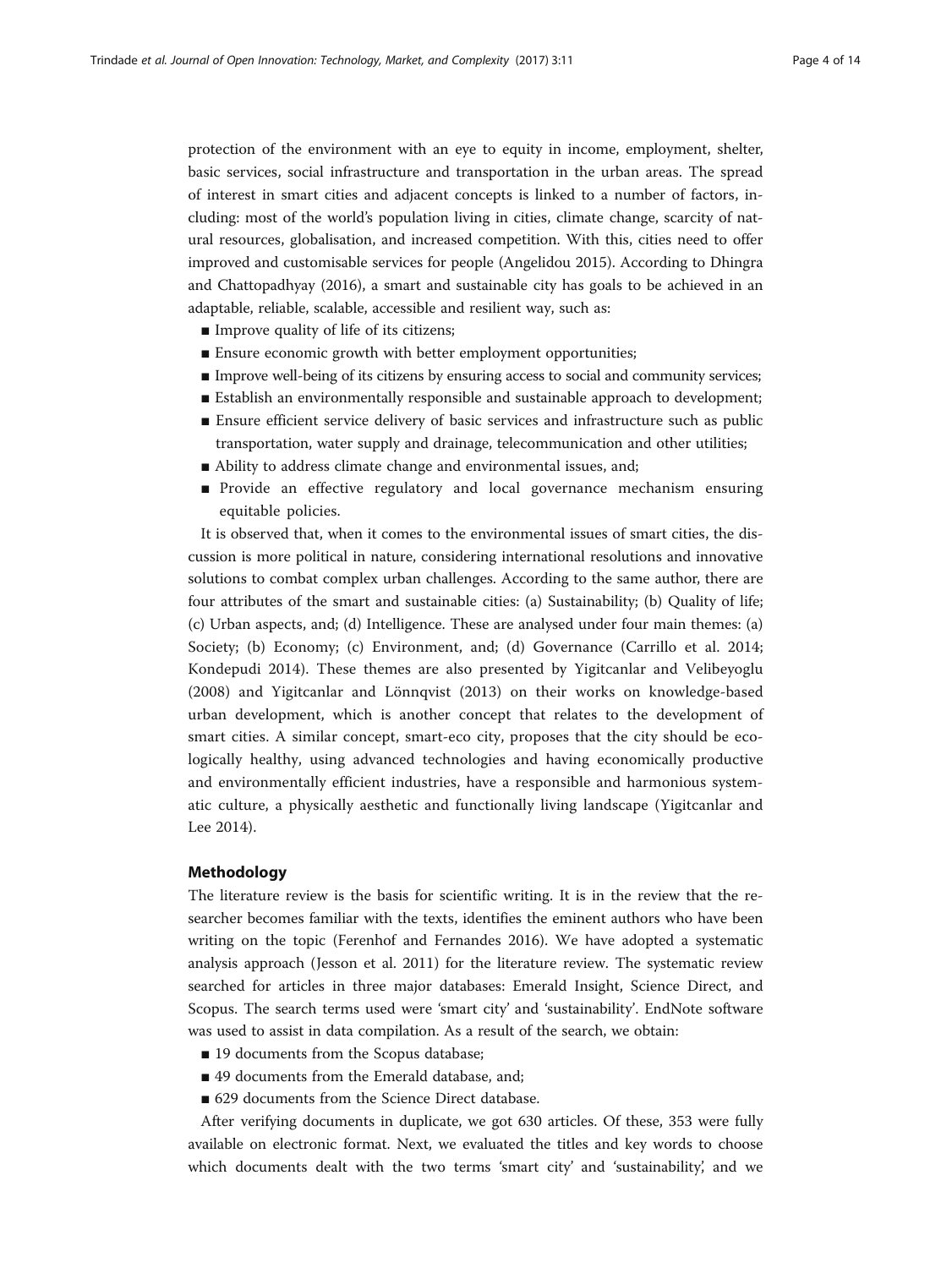protection of the environment with an eye to equity in income, employment, shelter, basic services, social infrastructure and transportation in the urban areas. The spread of interest in smart cities and adjacent concepts is linked to a number of factors, including: most of the world's population living in cities, climate change, scarcity of natural resources, globalisation, and increased competition. With this, cities need to offer improved and customisable services for people (Angelidou 2015). According to Dhingra and Chattopadhyay (2016), a smart and sustainable city has goals to be achieved in an adaptable, reliable, scalable, accessible and resilient way, such as:

- Improve quality of life of its citizens;
- Ensure economic growth with better employment opportunities;
- Improve well-being of its citizens by ensuring access to social and community services;
- Establish an environmentally responsible and sustainable approach to development;
- Ensure efficient service delivery of basic services and infrastructure such as public transportation, water supply and drainage, telecommunication and other utilities;
- Ability to address climate change and environmental issues, and;
- Provide an effective regulatory and local governance mechanism ensuring equitable policies.

It is observed that, when it comes to the environmental issues of smart cities, the discussion is more political in nature, considering international resolutions and innovative solutions to combat complex urban challenges. According to the same author, there are four attributes of the smart and sustainable cities: (a) Sustainability; (b) Quality of life; (c) Urban aspects, and; (d) Intelligence. These are analysed under four main themes: (a) Society; (b) Economy; (c) Environment, and; (d) Governance (Carrillo et al. 2014; Kondepudi 2014). These themes are also presented by Yigitcanlar and Velibeyoglu (2008) and Yigitcanlar and Lönnqvist (2013) on their works on knowledge-based urban development, which is another concept that relates to the development of smart cities. A similar concept, smart-eco city, proposes that the city should be ecologically healthy, using advanced technologies and having economically productive and environmentally efficient industries, have a responsible and harmonious systematic culture, a physically aesthetic and functionally living landscape (Yigitcanlar and Lee 2014).

## Methodology

The literature review is the basis for scientific writing. It is in the review that the researcher becomes familiar with the texts, identifies the eminent authors who have been writing on the topic (Ferenhof and Fernandes 2016). We have adopted a systematic analysis approach (Jesson et al. 2011) for the literature review. The systematic review searched for articles in three major databases: Emerald Insight, Science Direct, and Scopus. The search terms used were 'smart city' and 'sustainability'. EndNote software was used to assist in data compilation. As a result of the search, we obtain:

- 19 documents from the Scopus database;
- 49 documents from the Emerald database, and;
- 629 documents from the Science Direct database.

After verifying documents in duplicate, we got 630 articles. Of these, 353 were fully available on electronic format. Next, we evaluated the titles and key words to choose which documents dealt with the two terms 'smart city' and 'sustainability', and we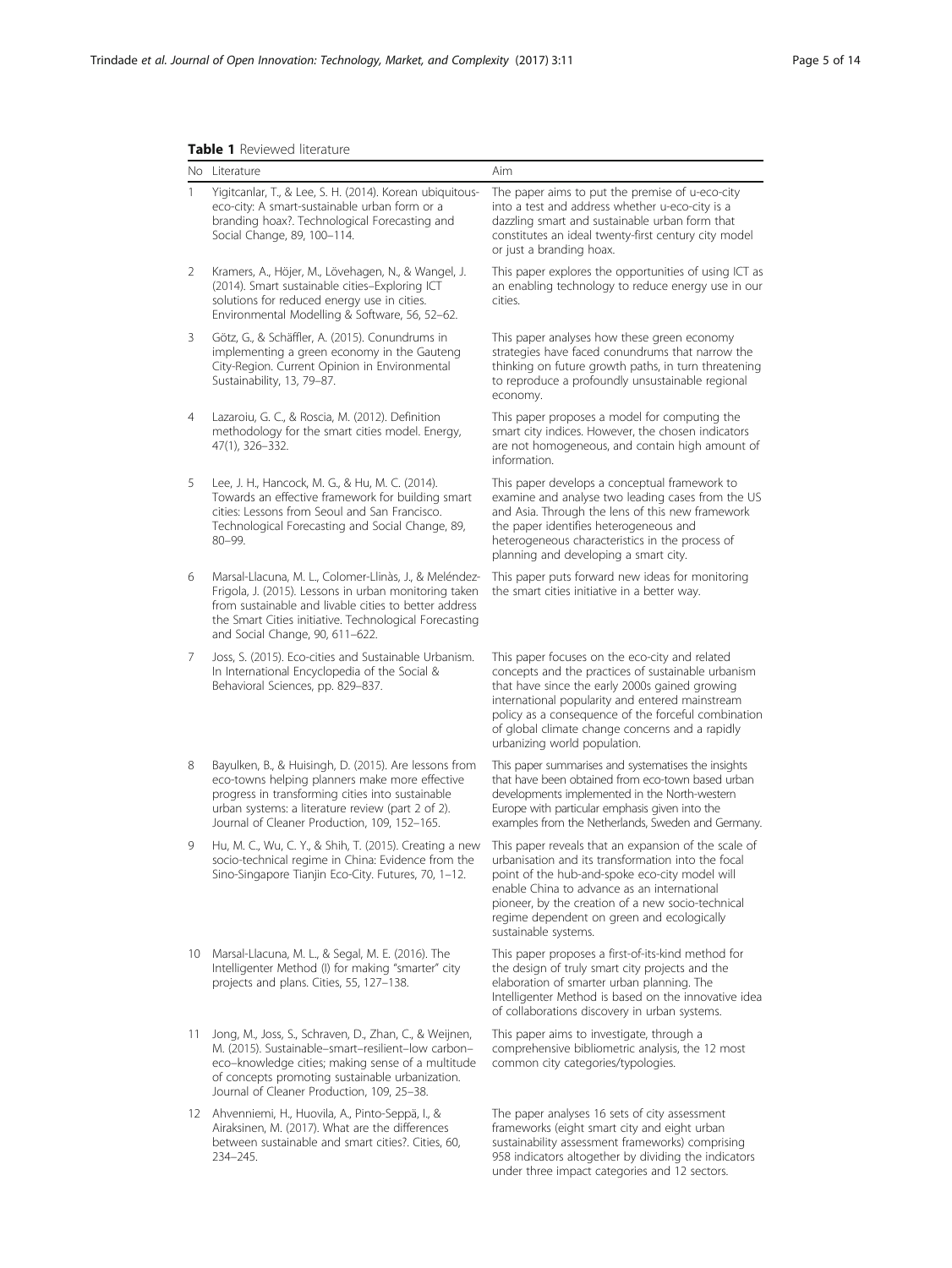**Table 1** Reviewed literature

| No | Literature | Aim |
| --- | --- | --- |
| 1 | Yigitcanlar, T., & Lee, S. H. (2014). Korean ubiquitous-eco-city: A smart-sustainable urban form or a branding hoax?. Technological Forecasting and Social Change, 89, 100–114. | The paper aims to put the premise of u-eco-city into a test and address whether u-eco-city is a dazzling smart and sustainable urban form that constitutes an ideal twenty-first century city model or just a branding hoax. |
| 2 | Kramers, A., Höjer, M., Lövehagen, N., & Wangel, J. (2014). Smart sustainable cities–Exploring ICT solutions for reduced energy use in cities. Environmental Modelling & Software, 56, 52–62. | This paper explores the opportunities of using ICT as an enabling technology to reduce energy use in our cities. |
| 3 | Götz, G., & Schäffler, A. (2015). Conundrums in implementing a green economy in the Gauteng City-Region. Current Opinion in Environmental Sustainability, 13, 79–87. | This paper analyses how these green economy strategies have faced conundrums that narrow the thinking on future growth paths, in turn threatening to reproduce a profoundly unsustainable regional economy. |
| 4 | Lazaroiu, G. C., & Roscia, M. (2012). Definition methodology for the smart cities model. Energy, 47(1), 326–332. | This paper proposes a model for computing the smart city indices. However, the chosen indicators are not homogeneous, and contain high amount of information. |
| 5 | Lee, J. H., Hancock, M. G., & Hu, M. C. (2014). Towards an effective framework for building smart cities: Lessons from Seoul and San Francisco. Technological Forecasting and Social Change, 89, 80–99. | This paper develops a conceptual framework to examine and analyse two leading cases from the US and Asia. Through the lens of this new framework the paper identifies heterogeneous and heterogeneous characteristics in the process of planning and developing a smart city. |
| 6 | Marsal-Llacuna, M. L., Colomer-Llinàs, J., & Meléndez-Frigola, J. (2015). Lessons in urban monitoring taken from sustainable and livable cities to better address the Smart Cities initiative. Technological Forecasting and Social Change, 90, 611–622. | This paper puts forward new ideas for monitoring the smart cities initiative in a better way. |
| 7 | Joss, S. (2015). Eco-cities and Sustainable Urbanism. In International Encyclopedia of the Social & Behavioral Sciences, pp. 829–837. | This paper focuses on the eco-city and related concepts and the practices of sustainable urbanism that have since the early 2000s gained growing international popularity and entered mainstream policy as a consequence of the forceful combination of global climate change concerns and a rapidly urbanizing world population. |
| 8 | Bayulken, B., & Huisingh, D. (2015). Are lessons from eco-towns helping planners make more effective progress in transforming cities into sustainable urban systems: a literature review (part 2 of 2). Journal of Cleaner Production, 109, 152–165. | This paper summarises and systematises the insights that have been obtained from eco-town based urban developments implemented in the North-western Europe with particular emphasis given into the examples from the Netherlands, Sweden and Germany. |
| 9 | Hu, M. C., Wu, C. Y., & Shih, T. (2015). Creating a new socio-technical regime in China: Evidence from the Sino-Singapore Tianjin Eco-City. Futures, 70, 1–12. | This paper reveals that an expansion of the scale of urbanisation and its transformation into the focal point of the hub-and-spoke eco-city model will enable China to advance as an international pioneer, by the creation of a new socio-technical regime dependent on green and ecologically sustainable systems. |
| 10 | Marsal-Llacuna, M. L., & Segal, M. E. (2016). The Intelligenter Method (I) for making "smarter" city projects and plans. Cities, 55, 127–138. | This paper proposes a first-of-its-kind method for the design of truly smart city projects and the elaboration of smarter urban planning. The Intelligenter Method is based on the innovative idea of collaborations discovery in urban systems. |
| 11 | Jong, M., Joss, S., Schraven, D., Zhan, C., & Weijnen, M. (2015). Sustainable–smart–resilient–low carbon–eco–knowledge cities; making sense of a multitude of concepts promoting sustainable urbanization. Journal of Cleaner Production, 109, 25–38. | This paper aims to investigate, through a comprehensive bibliometric analysis, the 12 most common city categories/typologies. |
| 12 | Ahvenniemi, H., Huovila, A., Pinto-Seppä, I., & Airaksinen, M. (2017). What are the differences between sustainable and smart cities?. Cities, 60, 234–245. | The paper analyses 16 sets of city assessment frameworks (eight smart city and eight urban sustainability assessment frameworks) comprising 958 indicators altogether by dividing the indicators under three impact categories and 12 sectors. |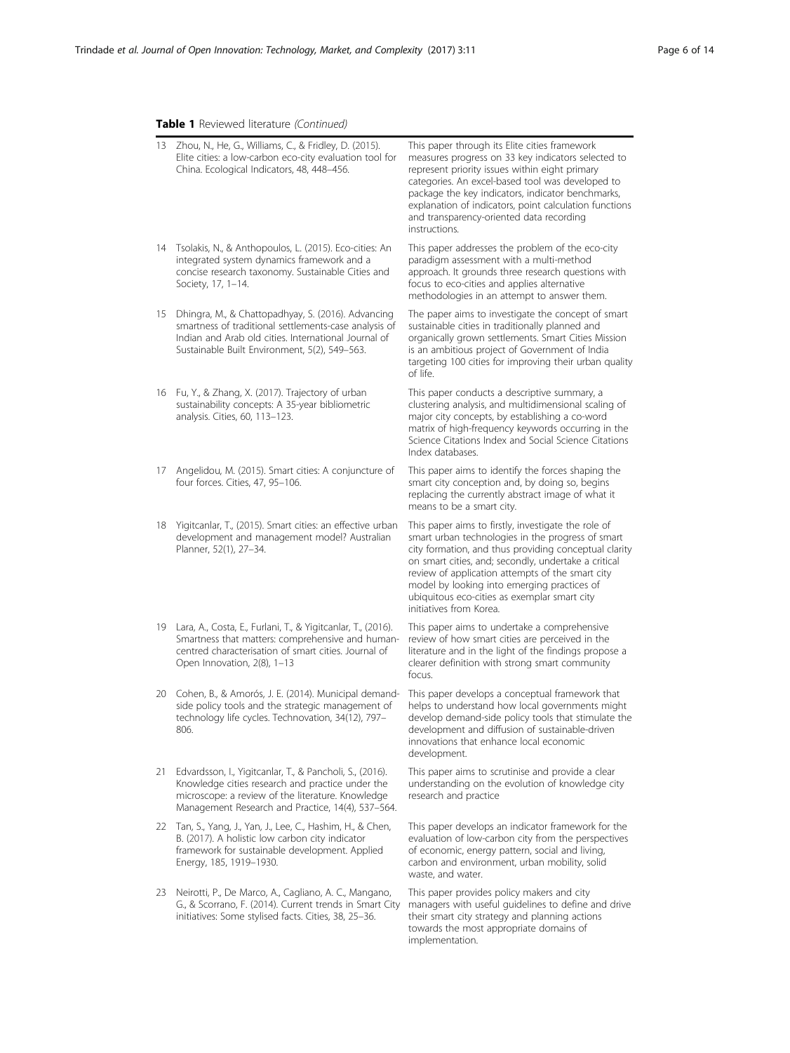**Table 1** Reviewed literature *(Continued)*

| | | |
|---|---|---|
| 13 | Zhou, N., He, G., Williams, C., & Fridley, D. (2015). Elite cities: a low-carbon eco-city evaluation tool for China. Ecological Indicators, 48, 448–456. | This paper through its Elite cities framework measures progress on 33 key indicators selected to represent priority issues within eight primary categories. An excel-based tool was developed to package the key indicators, indicator benchmarks, explanation of indicators, point calculation functions and transparency-oriented data recording instructions. |
| 14 | Tsolakis, N., & Anthopoulos, L. (2015). Eco-cities: An integrated system dynamics framework and a concise research taxonomy. Sustainable Cities and Society, 17, 1–14. | This paper addresses the problem of the eco-city paradigm assessment with a multi-method approach. It grounds three research questions with focus to eco-cities and applies alternative methodologies in an attempt to answer them. |
| 15 | Dhingra, M., & Chattopadhyay, S. (2016). Advancing smartness of traditional settlements-case analysis of Indian and Arab old cities. International Journal of Sustainable Built Environment, 5(2), 549–563. | The paper aims to investigate the concept of smart sustainable cities in traditionally planned and organically grown settlements. Smart Cities Mission is an ambitious project of Government of India targeting 100 cities for improving their urban quality of life. |
| 16 | Fu, Y., & Zhang, X. (2017). Trajectory of urban sustainability concepts: A 35-year bibliometric analysis. Cities, 60, 113–123. | This paper conducts a descriptive summary, a clustering analysis, and multidimensional scaling of major city concepts, by establishing a co-word matrix of high-frequency keywords occurring in the Science Citations Index and Social Science Citations Index databases. |
| 17 | Angelidou, M. (2015). Smart cities: A conjuncture of four forces. Cities, 47, 95–106. | This paper aims to identify the forces shaping the smart city conception and, by doing so, begins replacing the currently abstract image of what it means to be a smart city. |
| 18 | Yigitcanlar, T., (2015). Smart cities: an effective urban development and management model? Australian Planner, 52(1), 27–34. | This paper aims to firstly, investigate the role of smart urban technologies in the progress of smart city formation, and thus providing conceptual clarity on smart cities, and; secondly, undertake a critical review of application attempts of the smart city model by looking into emerging practices of ubiquitous eco-cities as exemplar smart city initiatives from Korea. |
| 19 | Lara, A., Costa, E., Furlani, T., & Yigitcanlar, T., (2016). Smartness that matters: comprehensive and human-centred characterisation of smart cities. Journal of Open Innovation, 2(8), 1–13 | This paper aims to undertake a comprehensive review of how smart cities are perceived in the literature and in the light of the findings propose a clearer definition with strong smart community focus. |
| 20 | Cohen, B., & Amorós, J. E. (2014). Municipal demand-side policy tools and the strategic management of technology life cycles. Technovation, 34(12), 797–806. | This paper develops a conceptual framework that helps to understand how local governments might develop demand-side policy tools that stimulate the development and diffusion of sustainable-driven innovations that enhance local economic development. |
| 21 | Edvardsson, I., Yigitcanlar, T., & Pancholi, S., (2016). Knowledge cities research and practice under the microscope: a review of the literature. Knowledge Management Research and Practice, 14(4), 537–564. | This paper aims to scrutinise and provide a clear understanding on the evolution of knowledge city research and practice |
| 22 | Tan, S., Yang, J., Yan, J., Lee, C., Hashim, H., & Chen, B. (2017). A holistic low carbon city indicator framework for sustainable development. Applied Energy, 185, 1919–1930. | This paper develops an indicator framework for the evaluation of low-carbon city from the perspectives of economic, energy pattern, social and living, carbon and environment, urban mobility, solid waste, and water. |
| 23 | Neirotti, P., De Marco, A., Cagliano, A. C., Mangano, G., & Scorrano, F. (2014). Current trends in Smart City initiatives: Some stylised facts. Cities, 38, 25–36. | This paper provides policy makers and city managers with useful guidelines to define and drive their smart city strategy and planning actions towards the most appropriate domains of implementation. |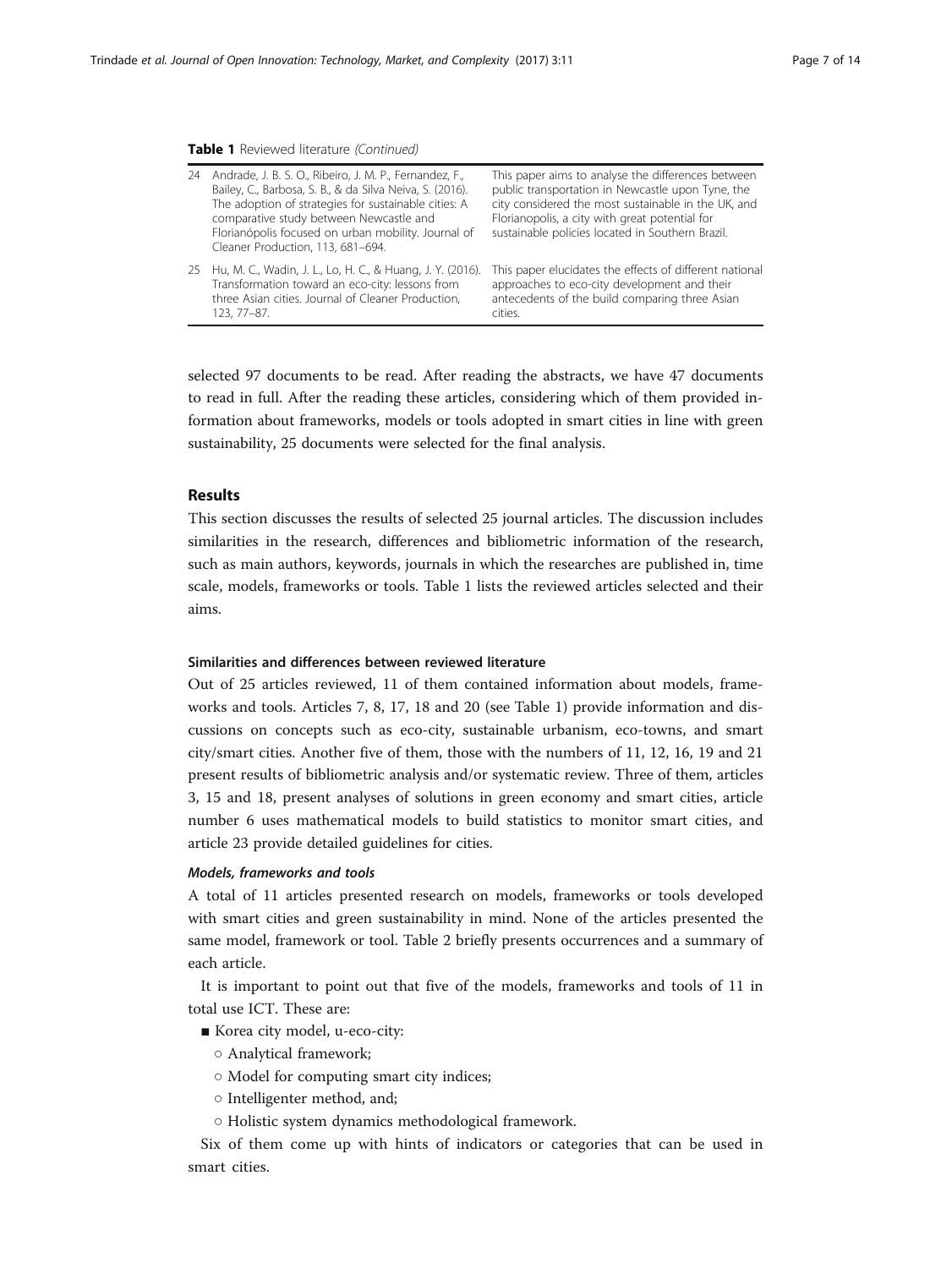**Table 1** Reviewed literature *(Continued)*

| | | |
|---|---|---|
| 24 | Andrade, J. B. S. O., Ribeiro, J. M. P., Fernandez, F., Bailey, C., Barbosa, S. B., & da Silva Neiva, S. (2016). The adoption of strategies for sustainable cities: A comparative study between Newcastle and Florianópolis focused on urban mobility. Journal of Cleaner Production, 113, 681–694. | This paper aims to analyse the differences between public transportation in Newcastle upon Tyne, the city considered the most sustainable in the UK, and Florianopolis, a city with great potential for sustainable policies located in Southern Brazil. |
| 25 | Hu, M. C., Wadin, J. L., Lo, H. C., & Huang, J. Y. (2016). Transformation toward an eco-city: lessons from three Asian cities. Journal of Cleaner Production, 123, 77–87. | This paper elucidates the effects of different national approaches to eco-city development and their antecedents of the build comparing three Asian cities. |

selected 97 documents to be read. After reading the abstracts, we have 47 documents to read in full. After the reading these articles, considering which of them provided information about frameworks, models or tools adopted in smart cities in line with green sustainability, 25 documents were selected for the final analysis.

## Results

This section discusses the results of selected 25 journal articles. The discussion includes similarities in the research, differences and bibliometric information of the research, such as main authors, keywords, journals in which the researches are published in, time scale, models, frameworks or tools. Table 1 lists the reviewed articles selected and their aims.

### Similarities and differences between reviewed literature

Out of 25 articles reviewed, 11 of them contained information about models, frameworks and tools. Articles 7, 8, 17, 18 and 20 (see Table 1) provide information and discussions on concepts such as eco-city, sustainable urbanism, eco-towns, and smart city/smart cities. Another five of them, those with the numbers of 11, 12, 16, 19 and 21 present results of bibliometric analysis and/or systematic review. Three of them, articles 3, 15 and 18, present analyses of solutions in green economy and smart cities, article number 6 uses mathematical models to build statistics to monitor smart cities, and article 23 provide detailed guidelines for cities.

#### *Models, frameworks and tools*

A total of 11 articles presented research on models, frameworks or tools developed with smart cities and green sustainability in mind. None of the articles presented the same model, framework or tool. Table 2 briefly presents occurrences and a summary of each article.

It is important to point out that five of the models, frameworks and tools of 11 in total use ICT. These are:

- Korea city model, u-eco-city:
  - Analytical framework;
  - Model for computing smart city indices;
  - Intelligenter method, and;
  - Holistic system dynamics methodological framework.

Six of them come up with hints of indicators or categories that can be used in smart cities.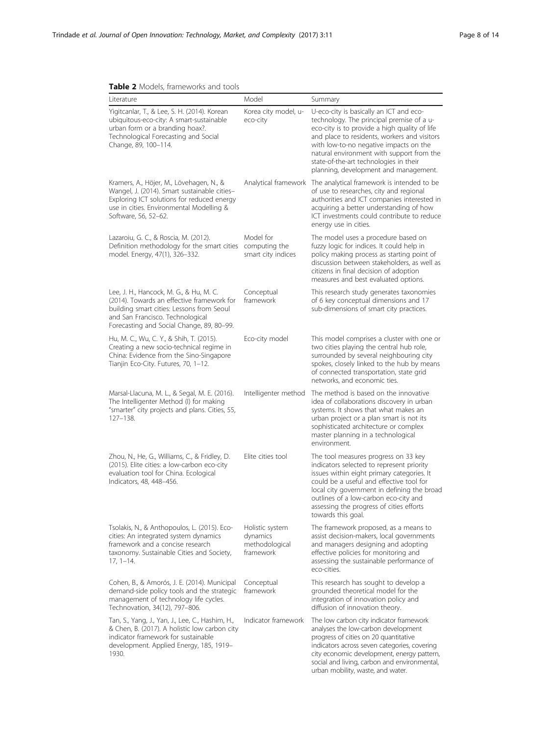**Table 2** Models, frameworks and tools

| Literature | Model | Summary |
| --- | --- | --- |
| Yigitcanlar, T., & Lee, S. H. (2014). Korean ubiquitous-eco-city: A smart-sustainable urban form or a branding hoax?. Technological Forecasting and Social Change, 89, 100–114. | Korea city model, u-eco-city | U-eco-city is basically an ICT and eco-technology. The principal premise of a u-eco-city is to provide a high quality of life and place to residents, workers and visitors with low-to-no negative impacts on the natural environment with support from the state-of-the-art technologies in their planning, development and management. |
| Kramers, A., Höjer, M., Lövehagen, N., & Wangel, J. (2014). Smart sustainable cities– Exploring ICT solutions for reduced energy use in cities. Environmental Modelling & Software, 56, 52–62. | Analytical framework | The analytical framework is intended to be of use to researches, city and regional authorities and ICT companies interested in acquiring a better understanding of how ICT investments could contribute to reduce energy use in cities. |
| Lazaroiu, G. C., & Roscia, M. (2012). Definition methodology for the smart cities model. Energy, 47(1), 326–332. | Model for computing the smart city indices | The model uses a procedure based on fuzzy logic for indices. It could help in policy making process as starting point of discussion between stakeholders, as well as citizens in final decision of adoption measures and best evaluated options. |
| Lee, J. H., Hancock, M. G., & Hu, M. C. (2014). Towards an effective framework for building smart cities: Lessons from Seoul and San Francisco. Technological Forecasting and Social Change, 89, 80–99. | Conceptual framework | This research study generates taxonomies of 6 key conceptual dimensions and 17 sub-dimensions of smart city practices. |
| Hu, M. C., Wu, C. Y., & Shih, T. (2015). Creating a new socio-technical regime in China: Evidence from the Sino-Singapore Tianjin Eco-City. Futures, 70, 1–12. | Eco-city model | This model comprises a cluster with one or two cities playing the central hub role, surrounded by several neighbouring city spokes, closely linked to the hub by means of connected transportation, state grid networks, and economic ties. |
| Marsal-Llacuna, M. L., & Segal, M. E. (2016). The Intelligenter Method (I) for making "smarter" city projects and plans. Cities, 55, 127–138. | Intelligenter method | The method is based on the innovative idea of collaborations discovery in urban systems. It shows that what makes an urban project or a plan smart is not its sophisticated architecture or complex master planning in a technological environment. |
| Zhou, N., He, G., Williams, C., & Fridley, D. (2015). Elite cities: a low-carbon eco-city evaluation tool for China. Ecological Indicators, 48, 448–456. | Elite cities tool | The tool measures progress on 33 key indicators selected to represent priority issues within eight primary categories. It could be a useful and effective tool for local city government in defining the broad outlines of a low-carbon eco-city and assessing the progress of cities efforts towards this goal. |
| Tsolakis, N., & Anthopoulos, L. (2015). Eco-cities: An integrated system dynamics framework and a concise research taxonomy. Sustainable Cities and Society, 17, 1–14. | Holistic system dynamics methodological framework | The framework proposed, as a means to assist decision-makers, local governments and managers designing and adopting effective policies for monitoring and assessing the sustainable performance of eco-cities. |
| Cohen, B., & Amorós, J. E. (2014). Municipal demand-side policy tools and the strategic management of technology life cycles. Technovation, 34(12), 797–806. | Conceptual framework | This research has sought to develop a grounded theoretical model for the integration of innovation policy and diffusion of innovation theory. |
| Tan, S., Yang, J., Yan, J., Lee, C., Hashim, H., & Chen, B. (2017). A holistic low carbon city indicator framework for sustainable development. Applied Energy, 185, 1919–1930. | Indicator framework | The low carbon city indicator framework analyses the low-carbon development progress of cities on 20 quantitative indicators across seven categories, covering city economic development, energy pattern, social and living, carbon and environmental, urban mobility, waste, and water. |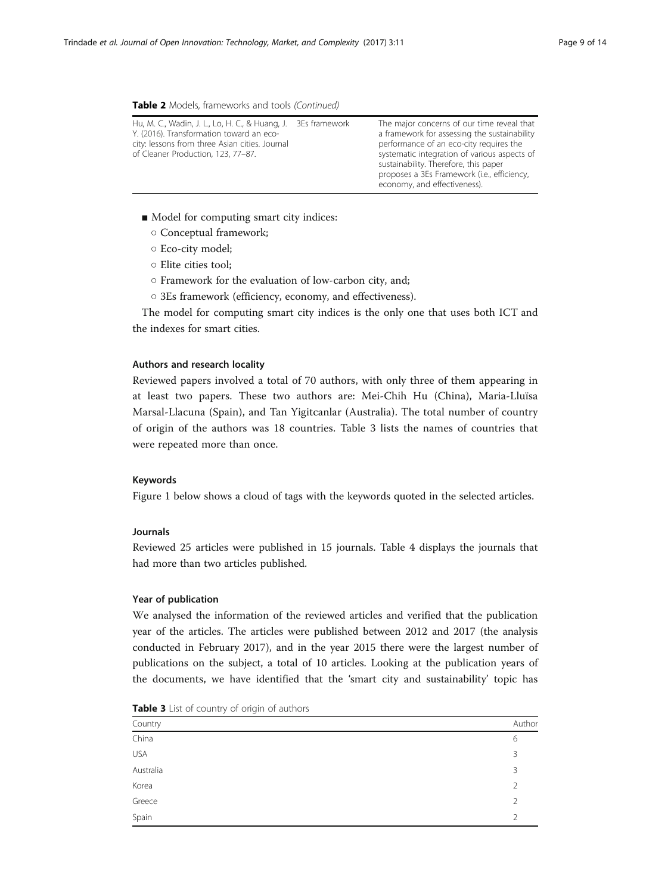**Table 2** Models, frameworks and tools *(Continued)*

| | | |
|---|---|---|
| Hu, M. C., Wadin, J. L., Lo, H. C., & Huang, J. Y. (2016). Transformation toward an eco-city: lessons from three Asian cities. Journal of Cleaner Production, 123, 77–87. | 3Es framework | The major concerns of our time reveal that a framework for assessing the sustainability performance of an eco-city requires the systematic integration of various aspects of sustainability. Therefore, this paper proposes a 3Es Framework (i.e., efficiency, economy, and effectiveness). |

- Model for computing smart city indices:
  - Conceptual framework;
  - Eco-city model;
  - Elite cities tool;
  - Framework for the evaluation of low-carbon city, and;
  - 3Es framework (efficiency, economy, and effectiveness).

The model for computing smart city indices is the only one that uses both ICT and the indexes for smart cities.

### Authors and research locality

Reviewed papers involved a total of 70 authors, with only three of them appearing in at least two papers. These two authors are: Mei-Chih Hu (China), Maria-Lluïsa Marsal-Llacuna (Spain), and Tan Yigitcanlar (Australia). The total number of country of origin of the authors was 18 countries. Table 3 lists the names of countries that were repeated more than once.

### Keywords

Figure 1 below shows a cloud of tags with the keywords quoted in the selected articles.

### Journals

Reviewed 25 articles were published in 15 journals. Table 4 displays the journals that had more than two articles published.

### Year of publication

We analysed the information of the reviewed articles and verified that the publication year of the articles. The articles were published between 2012 and 2017 (the analysis conducted in February 2017), and in the year 2015 there were the largest number of publications on the subject, a total of 10 articles. Looking at the publication years of the documents, we have identified that the 'smart city and sustainability' topic has

**Table 3** List of country of origin of authors

| Country | Author |
|---|---|
| China | 6 |
| USA | 3 |
| Australia | 3 |
| Korea | 2 |
| Greece | 2 |
| Spain | 2 |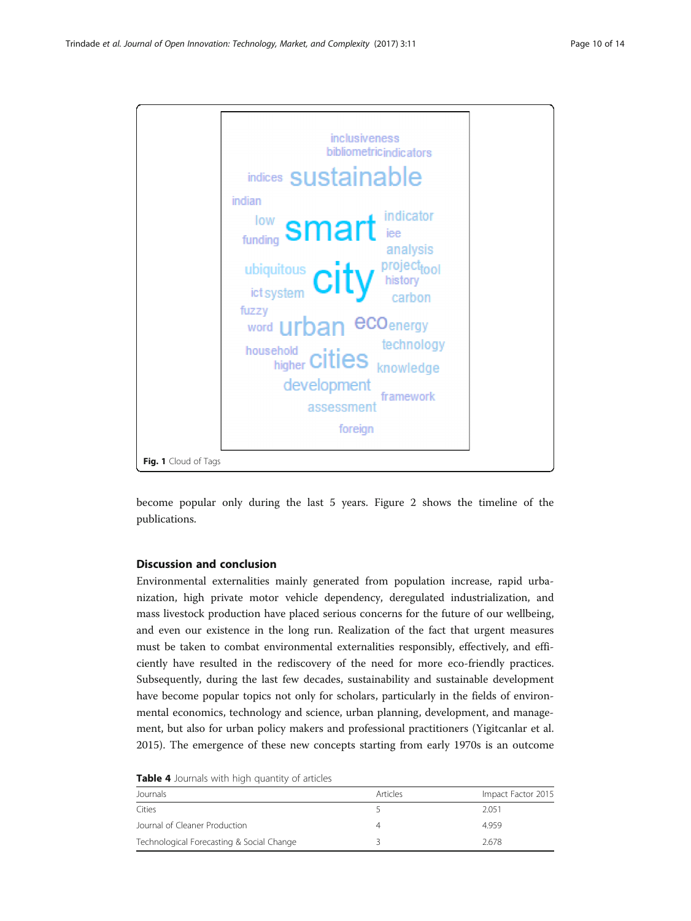Fig. 1 Cloud of Tags

become popular only during the last 5 years. Figure 2 shows the timeline of the publications.

## Discussion and conclusion

Environmental externalities mainly generated from population increase, rapid urbanization, high private motor vehicle dependency, deregulated industrialization, and mass livestock production have placed serious concerns for the future of our wellbeing, and even our existence in the long run. Realization of the fact that urgent measures must be taken to combat environmental externalities responsibly, effectively, and efficiently have resulted in the rediscovery of the need for more eco-friendly practices. Subsequently, during the last few decades, sustainability and sustainable development have become popular topics not only for scholars, particularly in the fields of environmental economics, technology and science, urban planning, development, and management, but also for urban policy makers and professional practitioners (Yigitcanlar et al. 2015). The emergence of these new concepts starting from early 1970s is an outcome

**Table 4** Journals with high quantity of articles

| Journals | Articles | Impact Factor 2015 |
|---|---|---|
| Cities | 5 | 2.051 |
| Journal of Cleaner Production | 4 | 4.959 |
| Technological Forecasting & Social Change | 3 | 2.678 |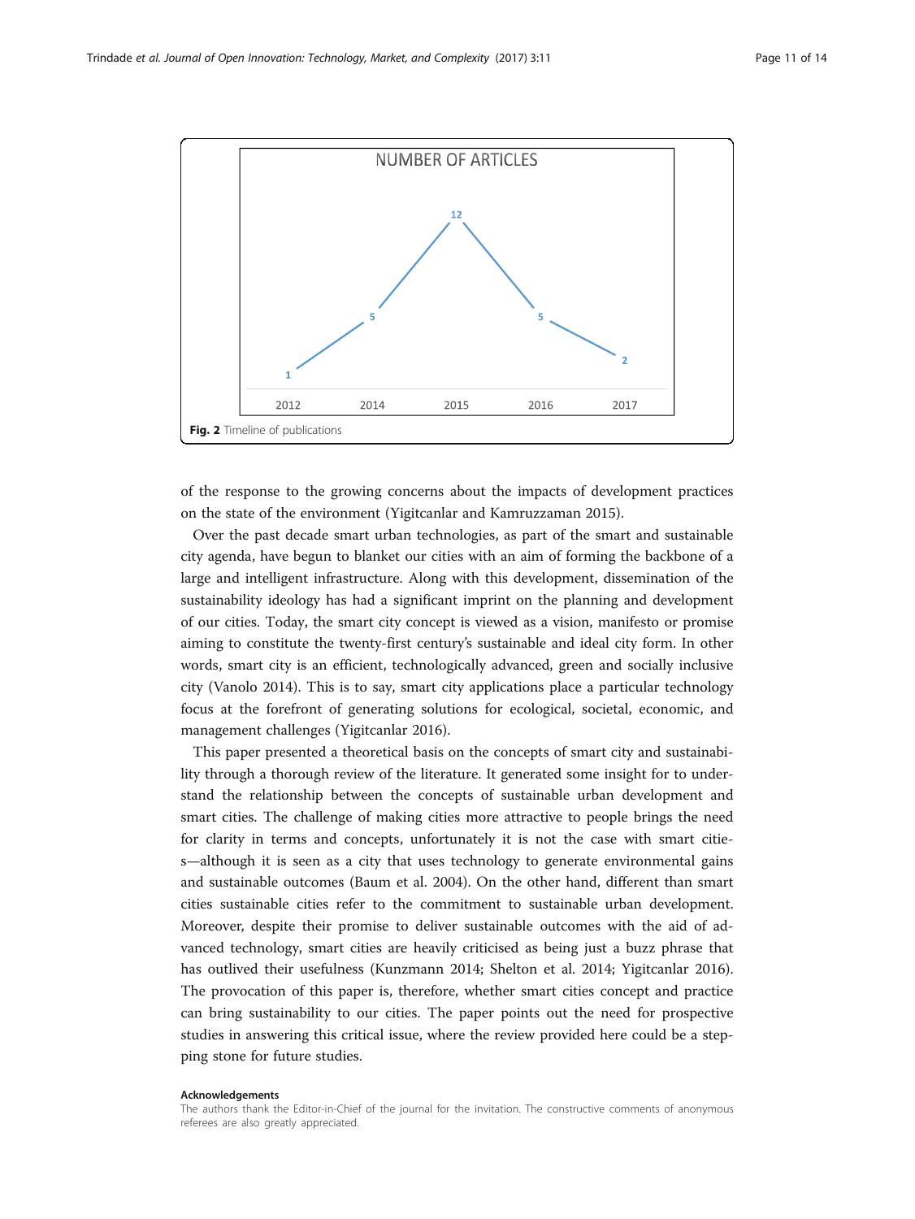Fig. 2 Timeline of publications

of the response to the growing concerns about the impacts of development practices on the state of the environment (Yigitcanlar and Kamruzzaman 2015).

Over the past decade smart urban technologies, as part of the smart and sustainable city agenda, have begun to blanket our cities with an aim of forming the backbone of a large and intelligent infrastructure. Along with this development, dissemination of the sustainability ideology has had a significant imprint on the planning and development of our cities. Today, the smart city concept is viewed as a vision, manifesto or promise aiming to constitute the twenty-first century's sustainable and ideal city form. In other words, smart city is an efficient, technologically advanced, green and socially inclusive city (Vanolo 2014). This is to say, smart city applications place a particular technology focus at the forefront of generating solutions for ecological, societal, economic, and management challenges (Yigitcanlar 2016).

This paper presented a theoretical basis on the concepts of smart city and sustainability through a thorough review of the literature. It generated some insight for to understand the relationship between the concepts of sustainable urban development and smart cities. The challenge of making cities more attractive to people brings the need for clarity in terms and concepts, unfortunately it is not the case with smart cities—although it is seen as a city that uses technology to generate environmental gains and sustainable outcomes (Baum et al. 2004). On the other hand, different than smart cities sustainable cities refer to the commitment to sustainable urban development. Moreover, despite their promise to deliver sustainable outcomes with the aid of advanced technology, smart cities are heavily criticised as being just a buzz phrase that has outlived their usefulness (Kunzmann 2014; Shelton et al. 2014; Yigitcanlar 2016). The provocation of this paper is, therefore, whether smart cities concept and practice can bring sustainability to our cities. The paper points out the need for prospective studies in answering this critical issue, where the review provided here could be a stepping stone for future studies.

#### Acknowledgements

The authors thank the Editor-in-Chief of the journal for the invitation. The constructive comments of anonymous referees are also greatly appreciated.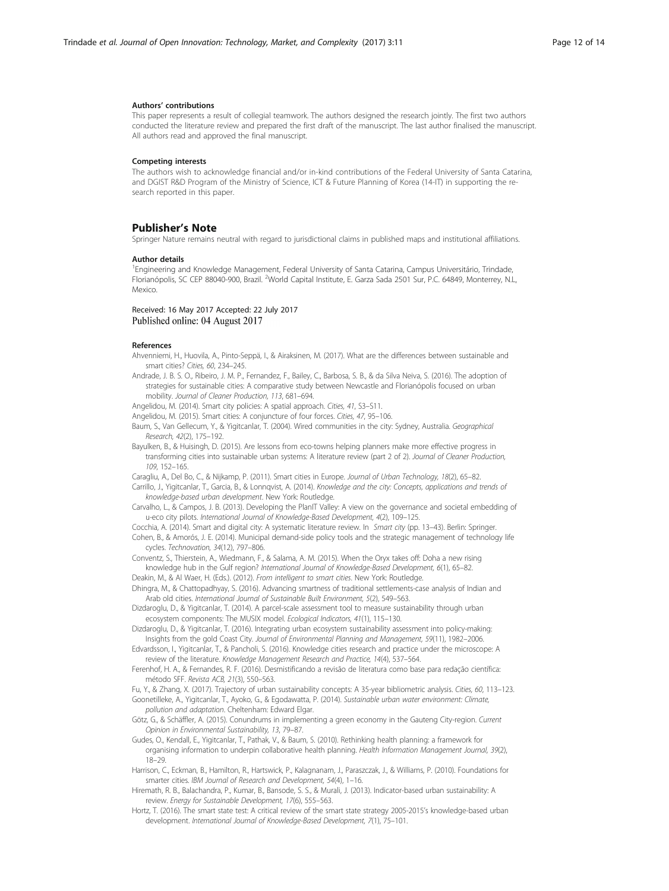#### Authors' contributions

This paper represents a result of collegial teamwork. The authors designed the research jointly. The first two authors conducted the literature review and prepared the first draft of the manuscript. The last author finalised the manuscript. All authors read and approved the final manuscript.

#### Competing interests

The authors wish to acknowledge financial and/or in-kind contributions of the Federal University of Santa Catarina, and DGIST R&D Program of the Ministry of Science, ICT & Future Planning of Korea (14-IT) in supporting the research reported in this paper.

## Publisher's Note

Springer Nature remains neutral with regard to jurisdictional claims in published maps and institutional affiliations.

#### Author details

[1]Engineering and Knowledge Management, Federal University of Santa Catarina, Campus Universitário, Trindade, Florianópolis, SC CEP 88040-900, Brazil. [2]World Capital Institute, E. Garza Sada 2501 Sur, P.C. 64849, Monterrey, N.L, Mexico.

Received: 16 May 2017 Accepted: 22 July 2017
Published online: 04 August 2017

#### References

Ahvenniemi, H., Huovila, A., Pinto-Seppä, I., & Airaksinen, M. (2017). What are the differences between sustainable and smart cities? *Cities, 60*, 234–245.

Andrade, J. B. S. O., Ribeiro, J. M. P., Fernandez, F., Bailey, C., Barbosa, S. B., & da Silva Neiva, S. (2016). The adoption of strategies for sustainable cities: A comparative study between Newcastle and Florianópolis focused on urban mobility. *Journal of Cleaner Production, 113*, 681–694.

Angelidou, M. (2014). Smart city policies: A spatial approach. *Cities, 41*, S3–S11.

Angelidou, M. (2015). Smart cities: A conjuncture of four forces. *Cities, 47*, 95–106.

Baum, S., Van Gellecum, Y., & Yigitcanlar, T. (2004). Wired communities in the city: Sydney, Australia. *Geographical Research, 42*(2), 175–192.

Bayulken, B., & Huisingh, D. (2015). Are lessons from eco-towns helping planners make more effective progress in transforming cities into sustainable urban systems: A literature review (part 2 of 2). *Journal of Cleaner Production, 109*, 152–165.

Caragliu, A., Del Bo, C., & Nijkamp, P. (2011). Smart cities in Europe. *Journal of Urban Technology, 18*(2), 65–82.

Carrillo, J., Yigitcanlar, T., Garcia, B., & Lonnqvist, A. (2014). *Knowledge and the city: Concepts, applications and trends of knowledge-based urban development*. New York: Routledge.

Carvalho, L., & Campos, J. B. (2013). Developing the PlanIT Valley: A view on the governance and societal embedding of u-eco city pilots. *International Journal of Knowledge-Based Development, 4*(2), 109–125.

Cocchia, A. (2014). Smart and digital city: A systematic literature review. In *Smart city* (pp. 13–43). Berlin: Springer.

Cohen, B., & Amorós, J. E. (2014). Municipal demand-side policy tools and the strategic management of technology life cycles. *Technovation, 34*(12), 797–806.

Conventz, S., Thierstein, A., Wiedmann, F., & Salama, A. M. (2015). When the Oryx takes off: Doha a new rising knowledge hub in the Gulf region? *International Journal of Knowledge-Based Development, 6*(1), 65–82.

Deakin, M., & Al Waer, H. (Eds.). (2012). *From intelligent to smart cities*. New York: Routledge.

Dhingra, M., & Chattopadhyay, S. (2016). Advancing smartness of traditional settlements-case analysis of Indian and Arab old cities. *International Journal of Sustainable Built Environment, 5*(2), 549–563.

Dizdaroglu, D., & Yigitcanlar, T. (2014). A parcel-scale assessment tool to measure sustainability through urban ecosystem components: The MUSIX model. *Ecological Indicators, 41*(1), 115–130.

Dizdaroglu, D., & Yigitcanlar, T. (2016). Integrating urban ecosystem sustainability assessment into policy-making: Insights from the gold Coast City. *Journal of Environmental Planning and Management, 59*(11), 1982–2006.

Edvardsson, I., Yigitcanlar, T., & Pancholi, S. (2016). Knowledge cities research and practice under the microscope: A review of the literature. *Knowledge Management Research and Practice, 14*(4), 537–564.

Ferenhof, H. A., & Fernandes, R. F. (2016). Desmistificando a revisão de literatura como base para redação científica: método SFF. *Revista ACB, 21*(3), 550–563.

Fu, Y., & Zhang, X. (2017). Trajectory of urban sustainability concepts: A 35-year bibliometric analysis. *Cities, 60*, 113–123.

Goonetilleke, A., Yigitcanlar, T., Ayoko, G., & Egodawatta, P. (2014). *Sustainable urban water environment: Climate, pollution and adaptation*. Cheltenham: Edward Elgar.

Götz, G., & Schäffler, A. (2015). Conundrums in implementing a green economy in the Gauteng City-region. *Current Opinion in Environmental Sustainability, 13*, 79–87.

Gudes, O., Kendall, E., Yigitcanlar, T., Pathak, V., & Baum, S. (2010). Rethinking health planning: a framework for organising information to underpin collaborative health planning. *Health Information Management Journal, 39*(2), 18–29.

Harrison, C., Eckman, B., Hamilton, R., Hartswick, P., Kalagnanam, J., Paraszczak, J., & Williams, P. (2010). Foundations for smarter cities. *IBM Journal of Research and Development, 54*(4), 1–16.

Hiremath, R. B., Balachandra, P., Kumar, B., Bansode, S. S., & Murali, J. (2013). Indicator-based urban sustainability: A review. *Energy for Sustainable Development, 17*(6), 555–563.

Hortz, T. (2016). The smart state test: A critical review of the smart state strategy 2005-2015's knowledge-based urban development. *International Journal of Knowledge-Based Development, 7*(1), 75–101.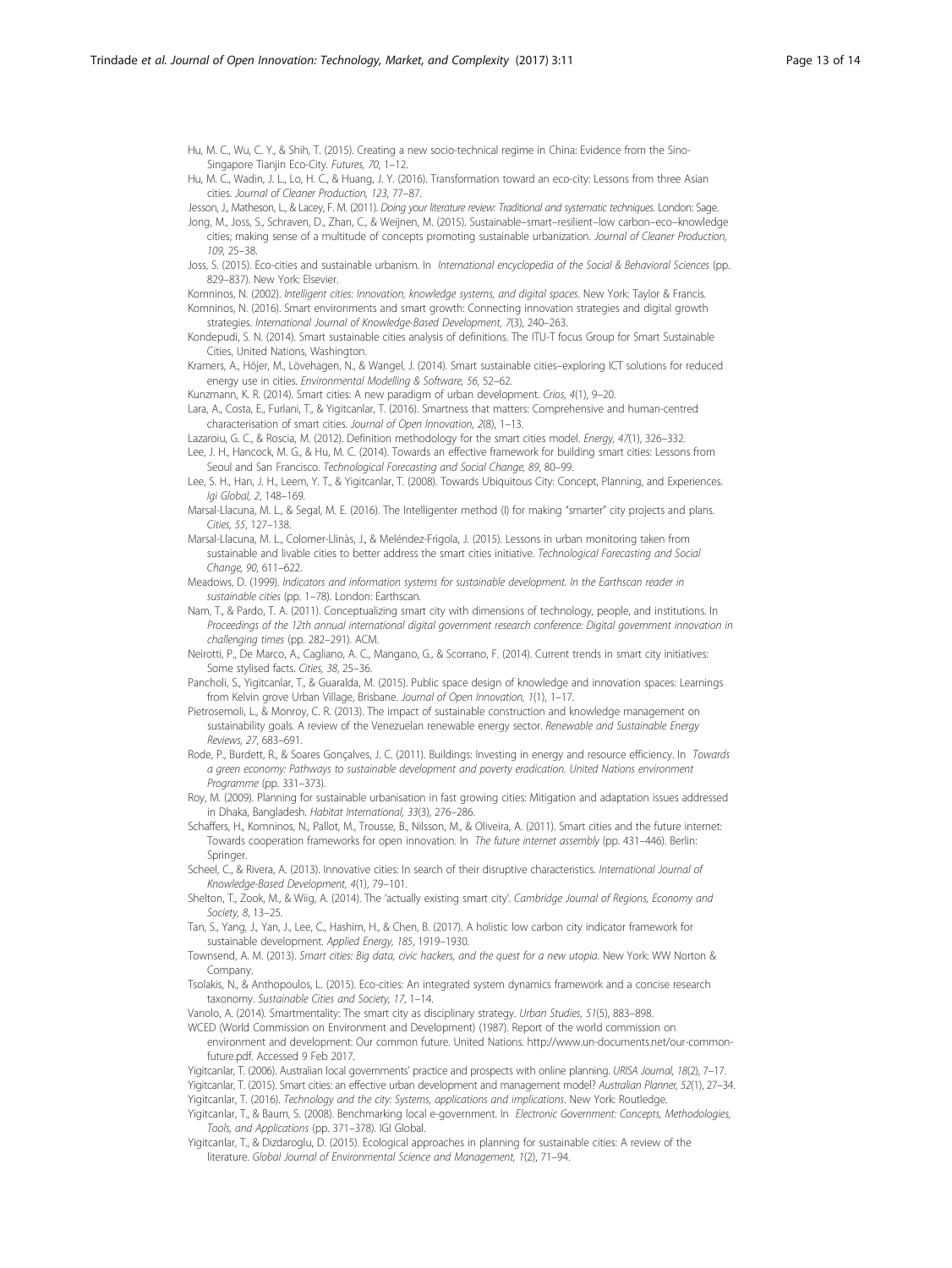Hu, M. C., Wu, C. Y., & Shih, T. (2015). Creating a new socio-technical regime in China: Evidence from the Sino-Singapore Tianjin Eco-City. *Futures, 70*, 1–12.

Hu, M. C., Wadin, J. L., Lo, H. C., & Huang, J. Y. (2016). Transformation toward an eco-city: Lessons from three Asian cities. *Journal of Cleaner Production, 123*, 77–87.

Jesson, J., Matheson, L., & Lacey, F. M. (2011). *Doing your literature review: Traditional and systematic techniques*. London: Sage.

Jong, M., Joss, S., Schraven, D., Zhan, C., & Weijnen, M. (2015). Sustainable–smart–resilient–low carbon–eco–knowledge cities; making sense of a multitude of concepts promoting sustainable urbanization. *Journal of Cleaner Production, 109*, 25–38.

Joss, S. (2015). Eco-cities and sustainable urbanism. In *International encyclopedia of the Social & Behavioral Sciences* (pp. 829–837). New York: Elsevier.

Komninos, N. (2002). *Intelligent cities: Innovation, knowledge systems, and digital spaces*. New York: Taylor & Francis.

Komninos, N. (2016). Smart environments and smart growth: Connecting innovation strategies and digital growth strategies. *International Journal of Knowledge-Based Development, 7*(3), 240–263.

Kondepudi, S. N. (2014). Smart sustainable cities analysis of definitions. The ITU-T focus Group for Smart Sustainable Cities, United Nations, Washington.

Kramers, A., Höjer, M., Lövehagen, N., & Wangel, J. (2014). Smart sustainable cities–exploring ICT solutions for reduced energy use in cities. *Environmental Modelling & Software, 56*, 52–62.

Kunzmann, K. R. (2014). Smart cities: A new paradigm of urban development. *Crios, 4*(1), 9–20.

Lara, A., Costa, E., Furlani, T., & Yigitcanlar, T. (2016). Smartness that matters: Comprehensive and human-centred characterisation of smart cities. *Journal of Open Innovation, 2*(8), 1–13.

Lazaroiu, G. C., & Roscia, M. (2012). Definition methodology for the smart cities model. *Energy, 47*(1), 326–332.

Lee, J. H., Hancock, M. G., & Hu, M. C. (2014). Towards an effective framework for building smart cities: Lessons from Seoul and San Francisco. *Technological Forecasting and Social Change, 89*, 80–99.

Lee, S. H., Han, J. H., Leem, Y. T., & Yigitcanlar, T. (2008). Towards Ubiquitous City: Concept, Planning, and Experiences. *Igi Global, 2*, 148–169.

Marsal-Llacuna, M. L., & Segal, M. E. (2016). The Intelligenter method (I) for making "smarter" city projects and plans. *Cities, 55*, 127–138.

Marsal-Llacuna, M. L., Colomer-Llinàs, J., & Meléndez-Frigola, J. (2015). Lessons in urban monitoring taken from sustainable and livable cities to better address the smart cities initiative. *Technological Forecasting and Social Change, 90*, 611–622.

Meadows, D. (1999). *Indicators and information systems for sustainable development. In the Earthscan reader in sustainable cities* (pp. 1–78). London: Earthscan.

Nam, T., & Pardo, T. A. (2011). Conceptualizing smart city with dimensions of technology, people, and institutions. In *Proceedings of the 12th annual international digital government research conference: Digital government innovation in challenging times* (pp. 282–291). ACM.

Neirotti, P., De Marco, A., Cagliano, A. C., Mangano, G., & Scorrano, F. (2014). Current trends in smart city initiatives: Some stylised facts. *Cities, 38*, 25–36.

Pancholi, S., Yigitcanlar, T., & Guaralda, M. (2015). Public space design of knowledge and innovation spaces: Learnings from Kelvin grove Urban Village, Brisbane. *Journal of Open Innovation, 1*(1), 1–17.

Pietrosemoli, L., & Monroy, C. R. (2013). The impact of sustainable construction and knowledge management on sustainability goals. A review of the Venezuelan renewable energy sector. *Renewable and Sustainable Energy Reviews, 27*, 683–691.

Rode, P., Burdett, R., & Soares Gonçalves, J. C. (2011). Buildings: Investing in energy and resource efficiency. In *Towards a green economy: Pathways to sustainable development and poverty eradication. United Nations environment Programme* (pp. 331–373).

Roy, M. (2009). Planning for sustainable urbanisation in fast growing cities: Mitigation and adaptation issues addressed in Dhaka, Bangladesh. *Habitat International, 33*(3), 276–286.

Schaffers, H., Komninos, N., Pallot, M., Trousse, B., Nilsson, M., & Oliveira, A. (2011). Smart cities and the future internet: Towards cooperation frameworks for open innovation. In *The future internet assembly* (pp. 431–446). Berlin: Springer.

Scheel, C., & Rivera, A. (2013). Innovative cities: In search of their disruptive characteristics. *International Journal of Knowledge-Based Development, 4*(1), 79–101.

Shelton, T., Zook, M., & Wiig, A. (2014). The 'actually existing smart city'. *Cambridge Journal of Regions, Economy and Society, 8*, 13–25.

Tan, S., Yang, J., Yan, J., Lee, C., Hashim, H., & Chen, B. (2017). A holistic low carbon city indicator framework for sustainable development. *Applied Energy, 185*, 1919–1930.

Townsend, A. M. (2013). *Smart cities: Big data, civic hackers, and the quest for a new utopia*. New York: WW Norton & Company.

Tsolakis, N., & Anthopoulos, L. (2015). Eco-cities: An integrated system dynamics framework and a concise research taxonomy. *Sustainable Cities and Society, 17*, 1–14.

Vanolo, A. (2014). Smartmentality: The smart city as disciplinary strategy. *Urban Studies, 51*(5), 883–898.

WCED (World Commission on Environment and Development) (1987). Report of the world commission on environment and development: Our common future. United Nations. http://www.un-documents.net/our-common-future.pdf. Accessed 9 Feb 2017.

Yigitcanlar, T. (2006). Australian local governments' practice and prospects with online planning. *URISA Journal, 18*(2), 7–17.

Yigitcanlar, T. (2015). Smart cities: an effective urban development and management model? *Australian Planner, 52*(1), 27–34.

Yigitcanlar, T. (2016). *Technology and the city: Systems, applications and implications*. New York: Routledge.

Yigitcanlar, T., & Baum, S. (2008). Benchmarking local e-government. In *Electronic Government: Concepts, Methodologies, Tools, and Applications* (pp. 371–378). IGI Global.

Yigitcanlar, T., & Dizdaroglu, D. (2015). Ecological approaches in planning for sustainable cities: A review of the literature. *Global Journal of Environmental Science and Management, 1*(2), 71–94.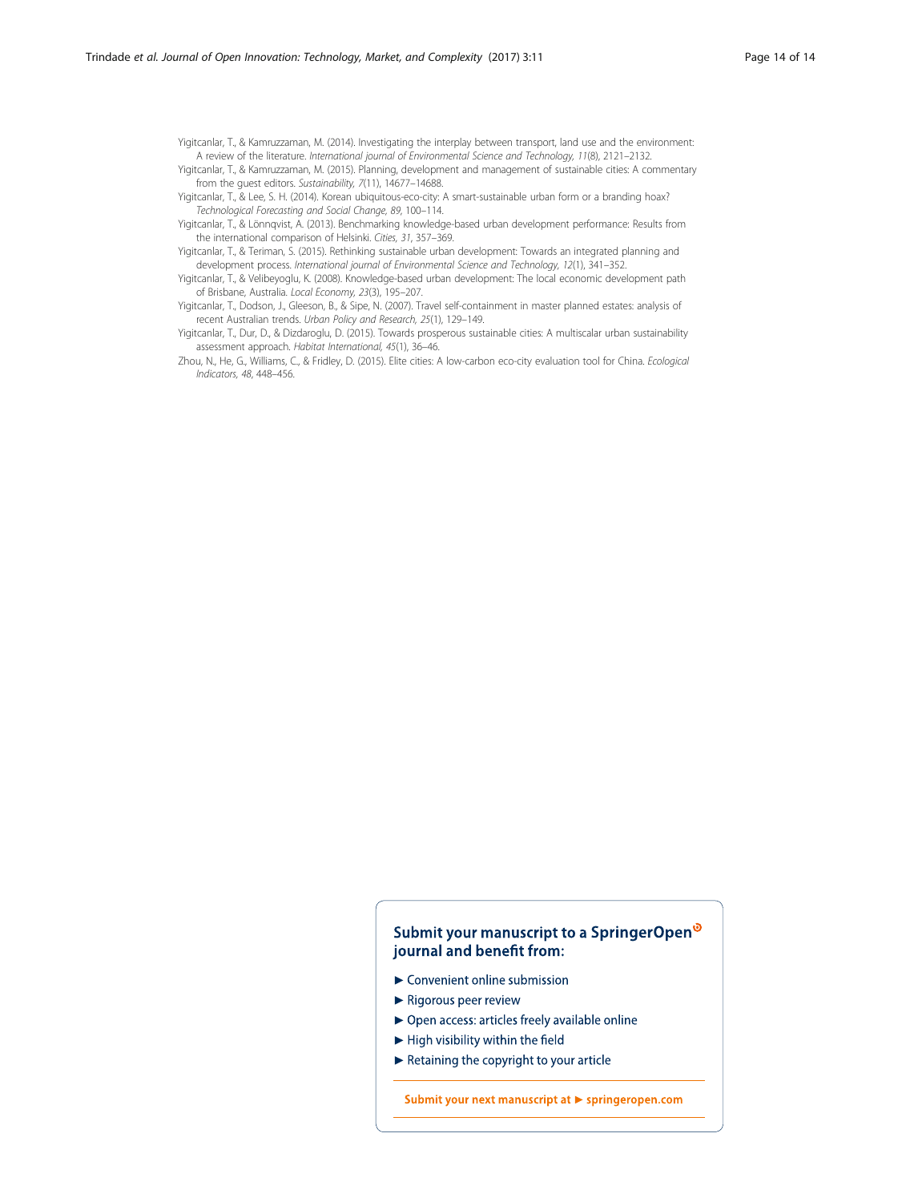Yigitcanlar, T., & Kamruzzaman, M. (2014). Investigating the interplay between transport, land use and the environment: A review of the literature. *International journal of Environmental Science and Technology, 11*(8), 2121–2132.

Yigitcanlar, T., & Kamruzzaman, M. (2015). Planning, development and management of sustainable cities: A commentary from the guest editors. *Sustainability, 7*(11), 14677–14688.

Yigitcanlar, T., & Lee, S. H. (2014). Korean ubiquitous-eco-city: A smart-sustainable urban form or a branding hoax? *Technological Forecasting and Social Change, 89*, 100–114.

Yigitcanlar, T., & Lönnqvist, A. (2013). Benchmarking knowledge-based urban development performance: Results from the international comparison of Helsinki. *Cities, 31*, 357–369.

Yigitcanlar, T., & Teriman, S. (2015). Rethinking sustainable urban development: Towards an integrated planning and development process. *International journal of Environmental Science and Technology, 12*(1), 341–352.

Yigitcanlar, T., & Velibeyoglu, K. (2008). Knowledge-based urban development: The local economic development path of Brisbane, Australia. *Local Economy, 23*(3), 195–207.

Yigitcanlar, T., Dodson, J., Gleeson, B., & Sipe, N. (2007). Travel self-containment in master planned estates: analysis of recent Australian trends. *Urban Policy and Research, 25*(1), 129–149.

Yigitcanlar, T., Dur, D., & Dizdaroglu, D. (2015). Towards prosperous sustainable cities: A multiscalar urban sustainability assessment approach. *Habitat International, 45*(1), 36–46.

Zhou, N., He, G., Williams, C., & Fridley, D. (2015). Elite cities: A low-carbon eco-city evaluation tool for China. *Ecological Indicators, 48*, 448–456.

**Submit your manuscript to a SpringerOpen journal and benefit from:**

- ► Convenient online submission
- ► Rigorous peer review
- ► Open access: articles freely available online
- ► High visibility within the field
- ► Retaining the copyright to your article

**Submit your next manuscript at ► springeropen.com**